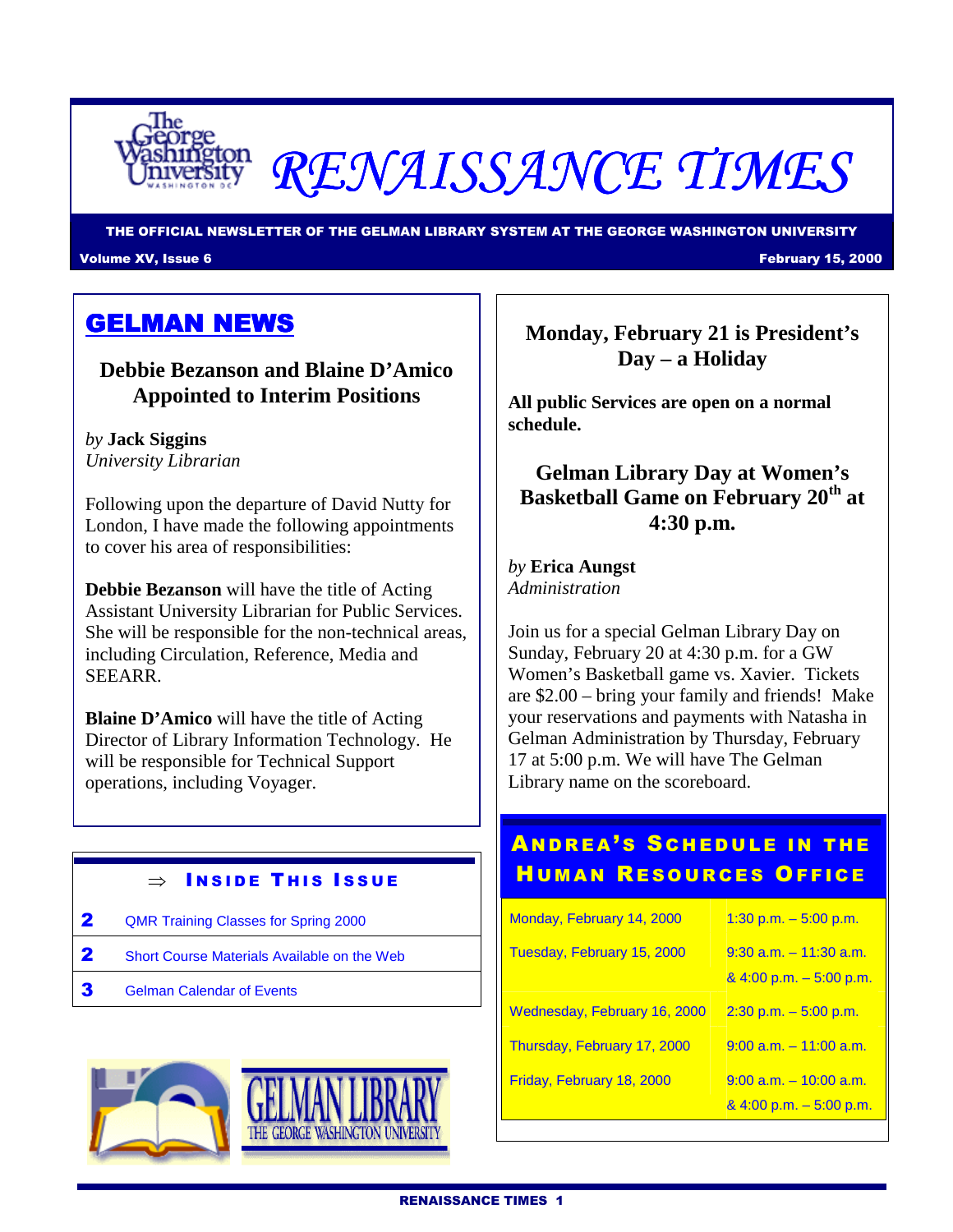# RENAISSANCE TIMES

**THE OFFICIAL NEWSLETTER OF THE GELMAN LIBRARY SYSTEM AT THE GEORGE WASHINGTON UNIVERSITY**

**Volume XV, Issue 6** — **February 15, 2000**

## GELMAN NEWS

### Debbie Bezanson and Blaine D'Amico Appointed to Interim Positions

*by* **Jack Siggins**
*University Librarian*

Following upon the departure of David Nutty for London, I have made the following appointments to cover his area of responsibilities:

**Debbie Bezanson** will have the title of Acting Assistant University Librarian for Public Services. She will be responsible for the non-technical areas, including Circulation, Reference, Media and SEEARR.

**Blaine D'Amico** will have the title of Acting Director of Library Information Technology. He will be responsible for Technical Support operations, including Voyager.

### ⇒ INSIDE THIS ISSUE

| Page | Article |
|---|---|
| 2 | QMR Training Classes for Spring 2000 |
| 2 | Short Course Materials Available on the Web |
| 3 | Gelman Calendar of Events |

### Monday, February 21 is President's Day – a Holiday

**All public Services are open on a normal schedule.**

### Gelman Library Day at Women's Basketball Game on February 20th at 4:30 p.m.

*by* **Erica Aungst**
*Administration*

Join us for a special Gelman Library Day on Sunday, February 20 at 4:30 p.m. for a GW Women's Basketball game vs. Xavier. Tickets are $2.00 – bring your family and friends! Make your reservations and payments with Natasha in Gelman Administration by Thursday, February 17 at 5:00 p.m. We will have The Gelman Library name on the scoreboard.

### ANDREA'S SCHEDULE IN THE HUMAN RESOURCES OFFICE

| Date | Time |
|---|---|
| Monday, February 14, 2000 | 1:30 p.m. – 5:00 p.m. |
| Tuesday, February 15, 2000 | 9:30 a.m. – 11:30 a.m. & 4:00 p.m. – 5:00 p.m. |
| Wednesday, February 16, 2000 | 2:30 p.m. – 5:00 p.m. |
| Thursday, February 17, 2000 | 9:00 a.m. – 11:00 a.m. |
| Friday, February 18, 2000 | 9:00 a.m. – 10:00 a.m. & 4:00 p.m. – 5:00 p.m. |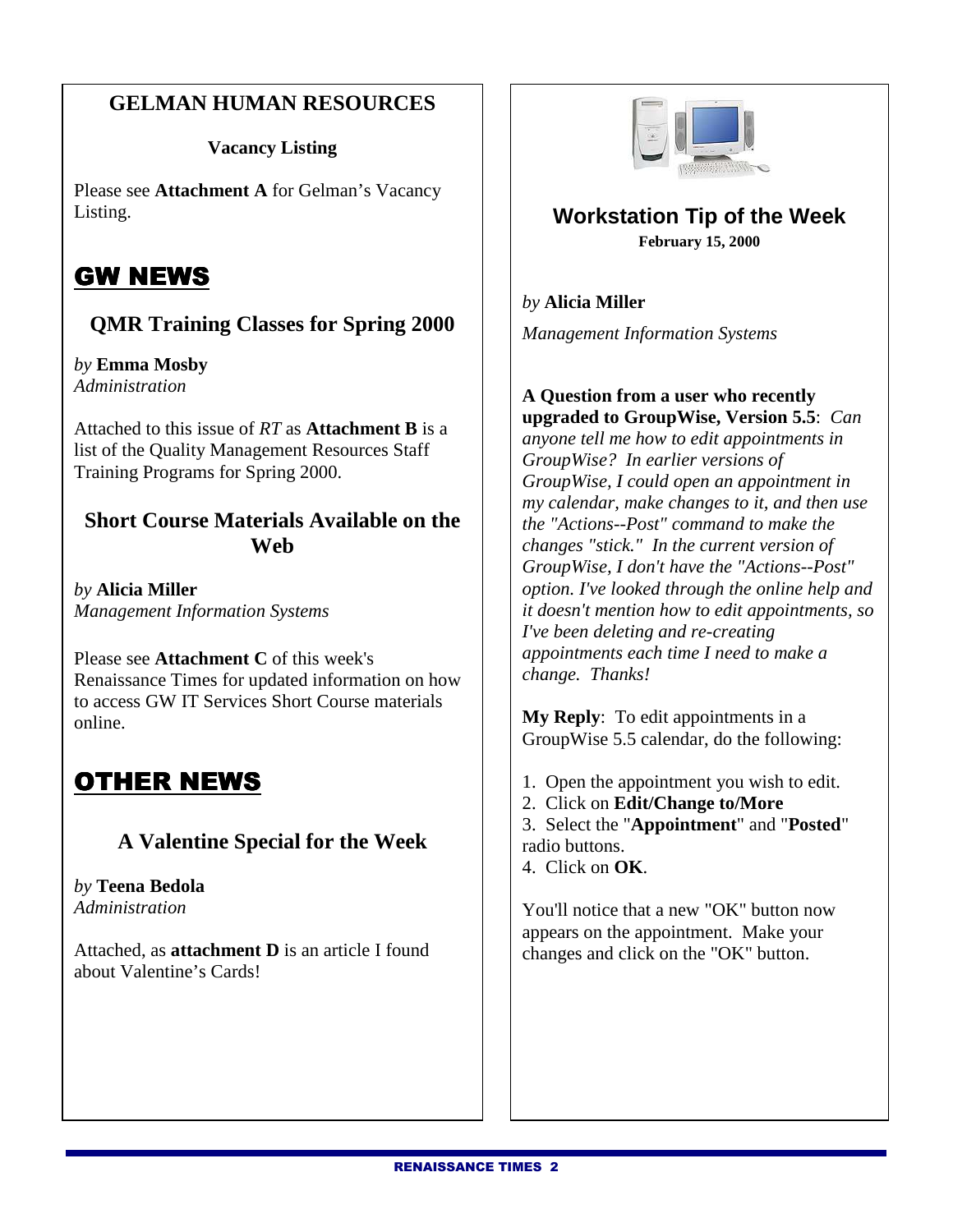## GELMAN HUMAN RESOURCES

**Vacancy Listing**

Please see **Attachment A** for Gelman's Vacancy Listing.

# GW NEWS

## QMR Training Classes for Spring 2000

*by* **Emma Mosby**
*Administration*

Attached to this issue of *RT* as **Attachment B** is a list of the Quality Management Resources Staff Training Programs for Spring 2000.

## Short Course Materials Available on the Web

*by* **Alicia Miller**
*Management Information Systems*

Please see **Attachment C** of this week's Renaissance Times for updated information on how to access GW IT Services Short Course materials online.

# OTHER NEWS

## A Valentine Special for the Week

*by* **Teena Bedola**
*Administration*

Attached, as **attachment D** is an article I found about Valentine's Cards!

## Workstation Tip of the Week

**February 15, 2000**

*by* **Alicia Miller**

*Management Information Systems*

**A Question from a user who recently upgraded to GroupWise, Version 5.5**: *Can anyone tell me how to edit appointments in GroupWise? In earlier versions of GroupWise, I could open an appointment in my calendar, make changes to it, and then use the "Actions--Post" command to make the changes "stick." In the current version of GroupWise, I don't have the "Actions--Post" option. I've looked through the online help and it doesn't mention how to edit appointments, so I've been deleting and re-creating appointments each time I need to make a change. Thanks!*

**My Reply**: To edit appointments in a GroupWise 5.5 calendar, do the following:

1. Open the appointment you wish to edit.
2. Click on **Edit/Change to/More**
3. Select the "**Appointment**" and "**Posted**" radio buttons.
4. Click on **OK**.

You'll notice that a new "OK" button now appears on the appointment. Make your changes and click on the "OK" button.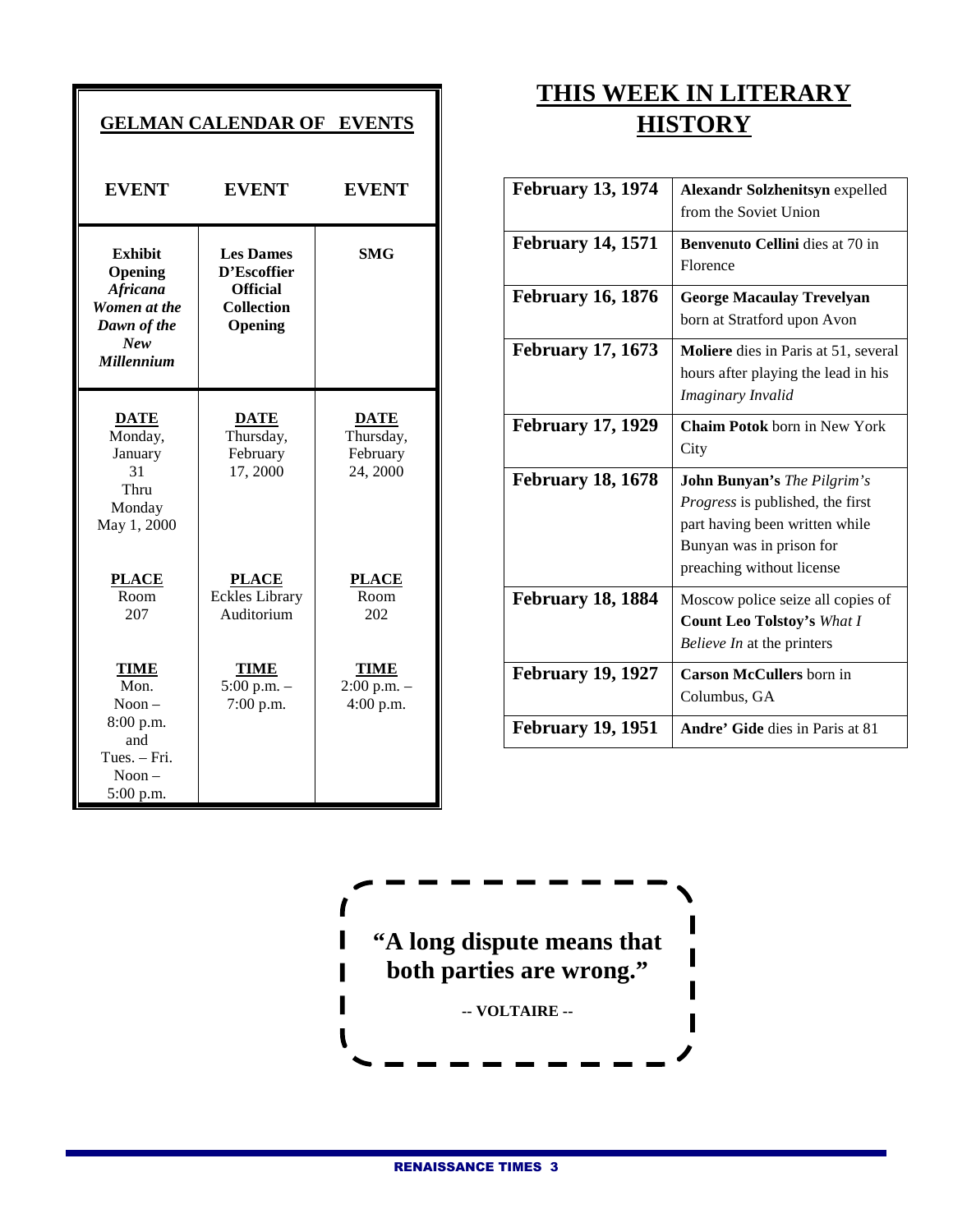## GELMAN CALENDAR OF EVENTS

| EVENT | EVENT | EVENT |
|---|---|---|
| **Exhibit Opening** ***Africana Women at the Dawn of the New Millennium*** | **Les Dames D'Escoffier Official Collection Opening** | **SMG** |
| **DATE** Monday, January 31 Thru Monday May 1, 2000 | **DATE** Thursday, February 17, 2000 | **DATE** Thursday, February 24, 2000 |
| **PLACE** Room 207 | **PLACE** Eckles Library Auditorium | **PLACE** Room 202 |
| **TIME** Mon. Noon – 8:00 p.m. and Tues. – Fri. Noon – 5:00 p.m. | **TIME** 5:00 p.m. – 7:00 p.m. | **TIME** 2:00 p.m. – 4:00 p.m. |

# THIS WEEK IN LITERARY HISTORY

| | |
|---|---|
| **February 13, 1974** | **Alexandr Solzhenitsyn** expelled from the Soviet Union |
| **February 14, 1571** | **Benvenuto Cellini** dies at 70 in Florence |
| **February 16, 1876** | **George Macaulay Trevelyan** born at Stratford upon Avon |
| **February 17, 1673** | **Moliere** dies in Paris at 51, several hours after playing the lead in his *Imaginary Invalid* |
| **February 17, 1929** | **Chaim Potok** born in New York City |
| **February 18, 1678** | **John Bunyan's** *The Pilgrim's Progress* is published, the first part having been written while Bunyan was in prison for preaching without license |
| **February 18, 1884** | Moscow police seize all copies of **Count Leo Tolstoy's** *What I Believe In* at the printers |
| **February 19, 1927** | **Carson McCullers** born in Columbus, GA |
| **February 19, 1951** | **Andre' Gide** dies in Paris at 81 |

**"A long dispute means that both parties are wrong."**

**-- VOLTAIRE --**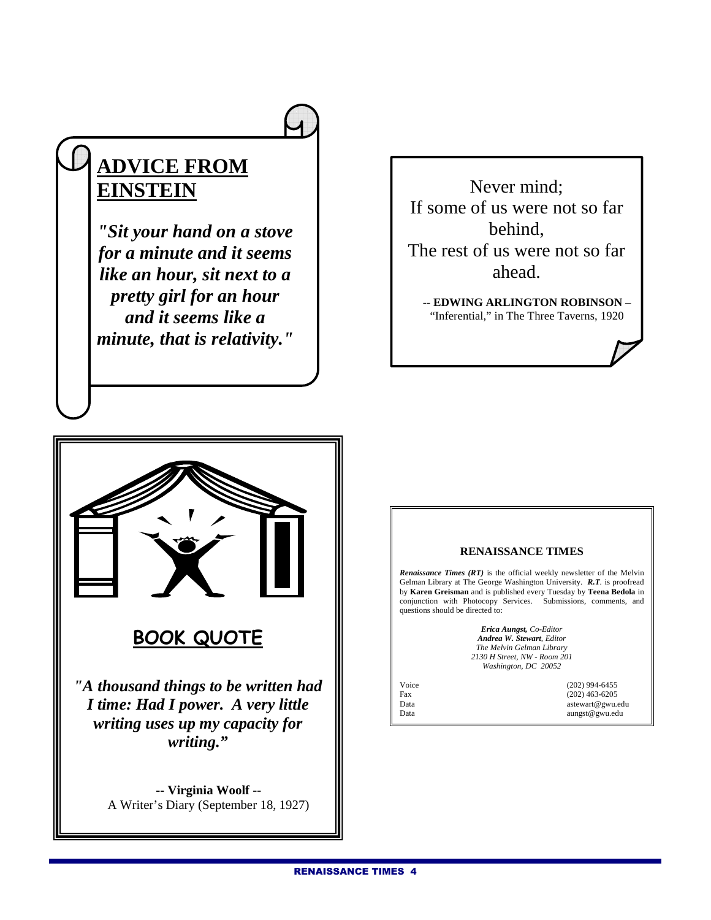## ADVICE FROM EINSTEIN

***"Sit your hand on a stove for a minute and it seems like an hour, sit next to a pretty girl for an hour and it seems like a minute, that is relativity."***

Never mind;
If some of us were not so far behind,
The rest of us were not so far ahead.

-- **EDWING ARLINGTON ROBINSON** –
"Inferential," in The Three Taverns, 1920

## BOOK QUOTE

***"A thousand things to be written had I time: Had I power. A very little writing uses up my capacity for writing."***

**-- Virginia Woolf** --
A Writer's Diary (September 18, 1927)

### RENAISSANCE TIMES

***Renaissance Times (RT)*** is the official weekly newsletter of the Melvin Gelman Library at The George Washington University. ***R.T***. is proofread by **Karen Greisman** and is published every Tuesday by **Teena Bedola** in conjunction with Photocopy Services. Submissions, comments, and questions should be directed to:

***Erica Aungst,*** *Co-Editor*
***Andrea W. Stewart***, *Editor*
*The Melvin Gelman Library*
*2130 H Street, NW - Room 201*
*Washington, DC 20052*

| | |
|---|---|
| Voice | (202) 994-6455 |
| Fax | (202) 463-6205 |
| Data | astewart@gwu.edu |
| Data | aungst@gwu.edu |